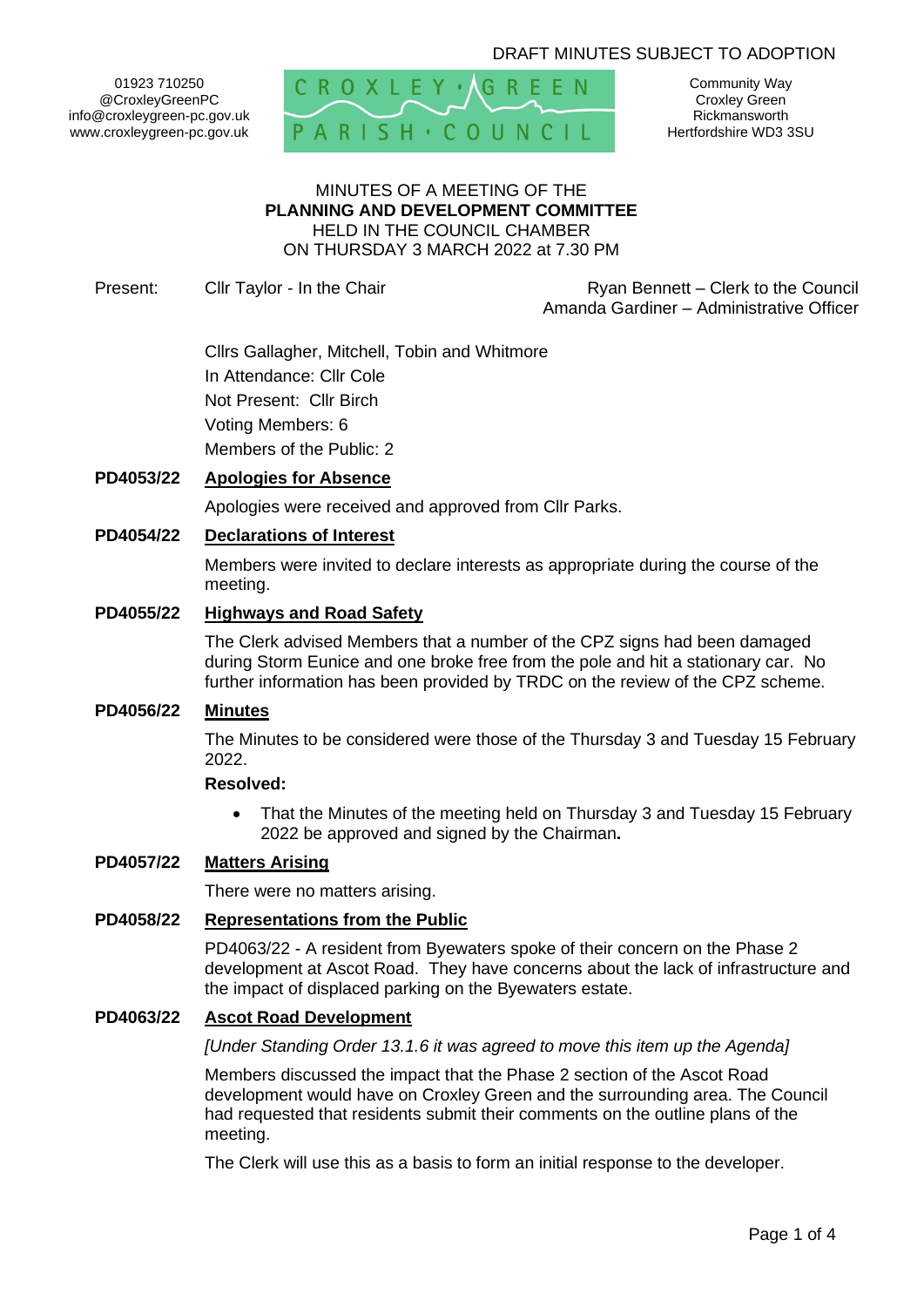DRAFT MINUTES SUBJECT TO ADOPTION

01923 710250
@CroxleyGreenPC
info@croxleygreen-pc.gov.uk
www.croxleygreen-pc.gov.uk

CROXLEY GREEN PARISH COUNCIL

Community Way
Croxley Green
Rickmansworth
Hertfordshire WD3 3SU

MINUTES OF A MEETING OF THE
**PLANNING AND DEVELOPMENT COMMITTEE**
HELD IN THE COUNCIL CHAMBER
ON THURSDAY 3 MARCH 2022 at 7.30 PM

Present: Cllr Taylor - In the Chair

Ryan Bennett – Clerk to the Council
Amanda Gardiner – Administrative Officer

Cllrs Gallagher, Mitchell, Tobin and Whitmore
In Attendance: Cllr Cole
Not Present: Cllr Birch
Voting Members: 6
Members of the Public: 2

**PD4053/22 Apologies for Absence**

Apologies were received and approved from Cllr Parks.

**PD4054/22 Declarations of Interest**

Members were invited to declare interests as appropriate during the course of the meeting.

**PD4055/22 Highways and Road Safety**

The Clerk advised Members that a number of the CPZ signs had been damaged during Storm Eunice and one broke free from the pole and hit a stationary car. No further information has been provided by TRDC on the review of the CPZ scheme.

**PD4056/22 Minutes**

The Minutes to be considered were those of the Thursday 3 and Tuesday 15 February 2022.

**Resolved:**

- That the Minutes of the meeting held on Thursday 3 and Tuesday 15 February 2022 be approved and signed by the Chairman**.**

**PD4057/22 Matters Arising**

There were no matters arising.

**PD4058/22 Representations from the Public**

PD4063/22 - A resident from Byewaters spoke of their concern on the Phase 2 development at Ascot Road. They have concerns about the lack of infrastructure and the impact of displaced parking on the Byewaters estate.

**PD4063/22 Ascot Road Development**

*[Under Standing Order 13.1.6 it was agreed to move this item up the Agenda]*

Members discussed the impact that the Phase 2 section of the Ascot Road development would have on Croxley Green and the surrounding area. The Council had requested that residents submit their comments on the outline plans of the meeting.

The Clerk will use this as a basis to form an initial response to the developer.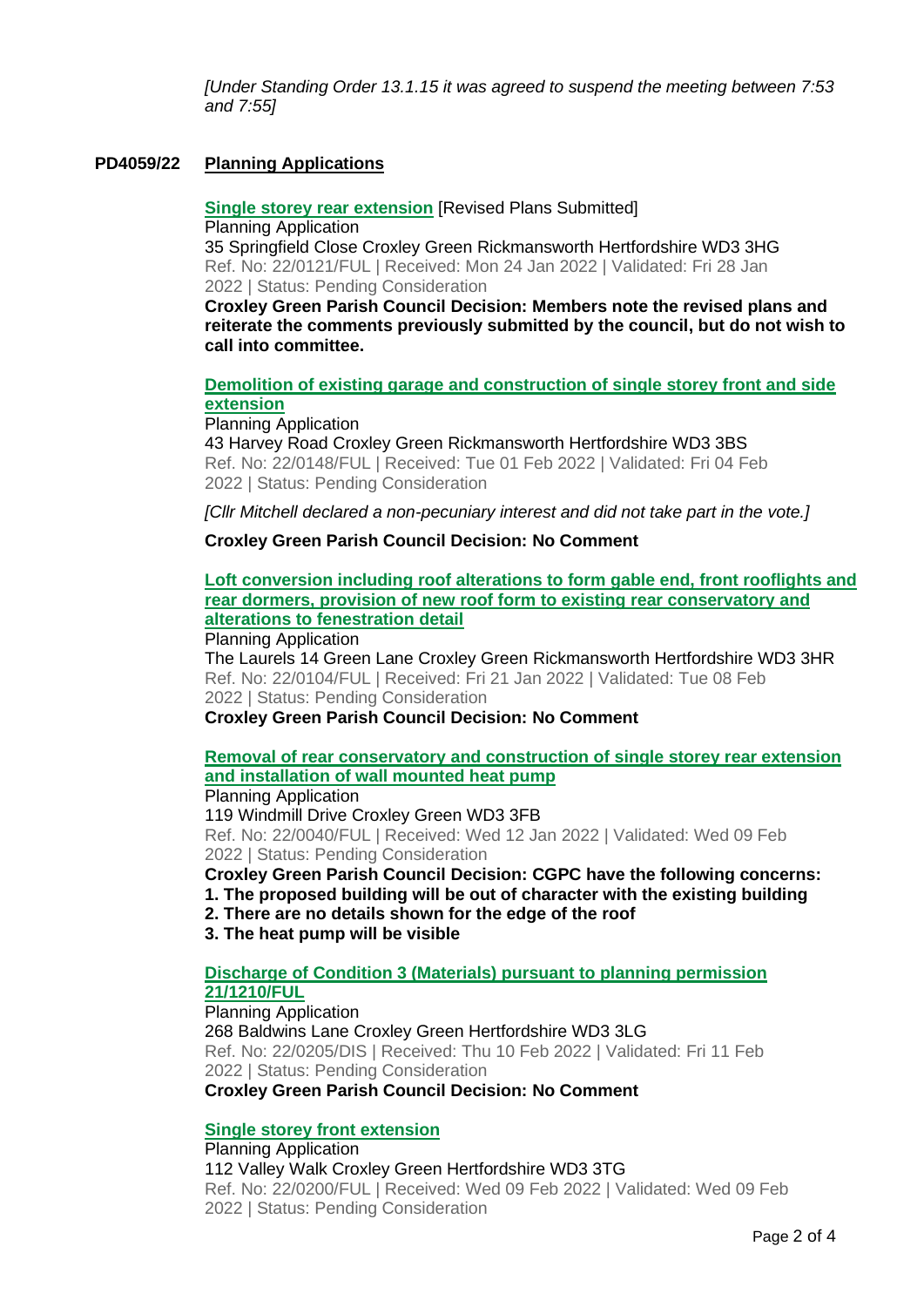*[Under Standing Order 13.1.15 it was agreed to suspend the meeting between 7:53 and 7:55]*

**PD4059/22 Planning Applications**

**Single storey rear extension** [Revised Plans Submitted]
Planning Application
35 Springfield Close Croxley Green Rickmansworth Hertfordshire WD3 3HG
Ref. No: 22/0121/FUL | Received: Mon 24 Jan 2022 | Validated: Fri 28 Jan 2022 | Status: Pending Consideration
**Croxley Green Parish Council Decision: Members note the revised plans and reiterate the comments previously submitted by the council, but do not wish to call into committee.**

**Demolition of existing garage and construction of single storey front and side extension**
Planning Application
43 Harvey Road Croxley Green Rickmansworth Hertfordshire WD3 3BS
Ref. No: 22/0148/FUL | Received: Tue 01 Feb 2022 | Validated: Fri 04 Feb 2022 | Status: Pending Consideration

*[Cllr Mitchell declared a non-pecuniary interest and did not take part in the vote.]*

**Croxley Green Parish Council Decision: No Comment**

**Loft conversion including roof alterations to form gable end, front rooflights and rear dormers, provision of new roof form to existing rear conservatory and alterations to fenestration detail**
Planning Application
The Laurels 14 Green Lane Croxley Green Rickmansworth Hertfordshire WD3 3HR
Ref. No: 22/0104/FUL | Received: Fri 21 Jan 2022 | Validated: Tue 08 Feb 2022 | Status: Pending Consideration
**Croxley Green Parish Council Decision: No Comment**

**Removal of rear conservatory and construction of single storey rear extension and installation of wall mounted heat pump**
Planning Application
119 Windmill Drive Croxley Green WD3 3FB
Ref. No: 22/0040/FUL | Received: Wed 12 Jan 2022 | Validated: Wed 09 Feb 2022 | Status: Pending Consideration
**Croxley Green Parish Council Decision: CGPC have the following concerns:**
**1. The proposed building will be out of character with the existing building**
**2. There are no details shown for the edge of the roof**
**3. The heat pump will be visible**

**Discharge of Condition 3 (Materials) pursuant to planning permission 21/1210/FUL**
Planning Application
268 Baldwins Lane Croxley Green Hertfordshire WD3 3LG
Ref. No: 22/0205/DIS | Received: Thu 10 Feb 2022 | Validated: Fri 11 Feb 2022 | Status: Pending Consideration
**Croxley Green Parish Council Decision: No Comment**

**Single storey front extension**
Planning Application
112 Valley Walk Croxley Green Hertfordshire WD3 3TG
Ref. No: 22/0200/FUL | Received: Wed 09 Feb 2022 | Validated: Wed 09 Feb 2022 | Status: Pending Consideration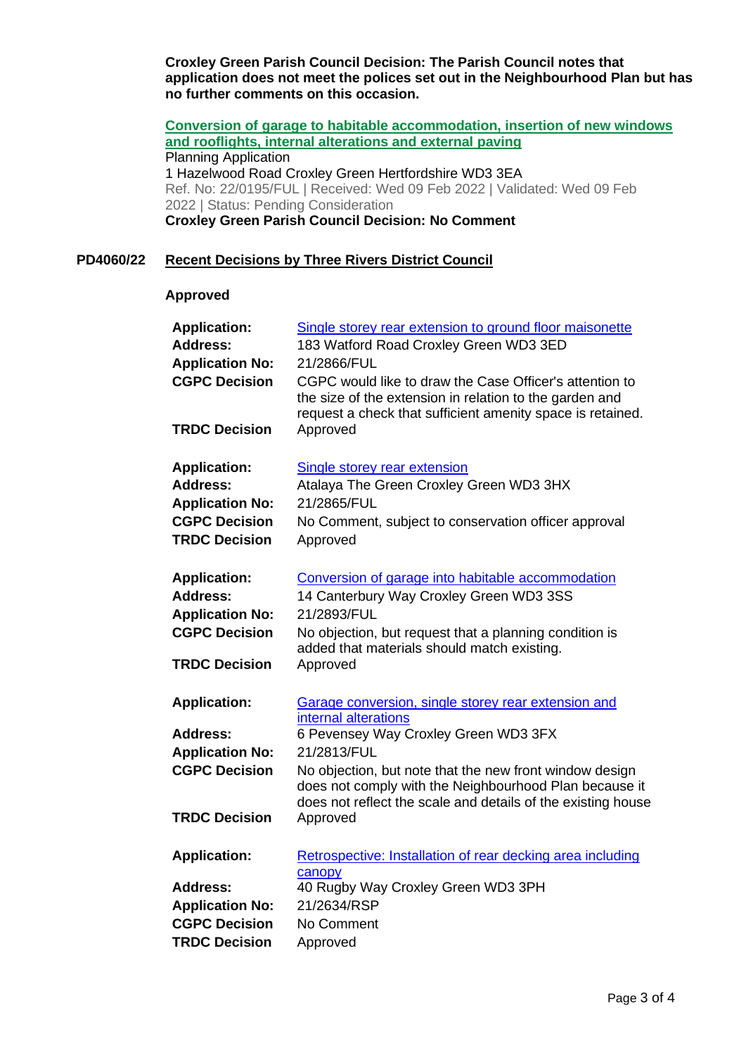**Croxley Green Parish Council Decision: The Parish Council notes that application does not meet the polices set out in the Neighbourhood Plan but has no further comments on this occasion.**

**Conversion of garage to habitable accommodation, insertion of new windows and rooflights, internal alterations and external paving**
Planning Application
1 Hazelwood Road Croxley Green Hertfordshire WD3 3EA
Ref. No: 22/0195/FUL | Received: Wed 09 Feb 2022 | Validated: Wed 09 Feb 2022 | Status: Pending Consideration
**Croxley Green Parish Council Decision: No Comment**

## PD4060/22 Recent Decisions by Three Rivers District Council

**Approved**

| | |
|---|---|
| **Application:** | Single storey rear extension to ground floor maisonette |
| **Address:** | 183 Watford Road Croxley Green WD3 3ED |
| **Application No:** | 21/2866/FUL |
| **CGPC Decision** | CGPC would like to draw the Case Officer's attention to the size of the extension in relation to the garden and request a check that sufficient amenity space is retained. |
| **TRDC Decision** | Approved |

| | |
|---|---|
| **Application:** | Single storey rear extension |
| **Address:** | Atalaya The Green Croxley Green WD3 3HX |
| **Application No:** | 21/2865/FUL |
| **CGPC Decision** | No Comment, subject to conservation officer approval |
| **TRDC Decision** | Approved |

| | |
|---|---|
| **Application:** | Conversion of garage into habitable accommodation |
| **Address:** | 14 Canterbury Way Croxley Green WD3 3SS |
| **Application No:** | 21/2893/FUL |
| **CGPC Decision** | No objection, but request that a planning condition is added that materials should match existing. |
| **TRDC Decision** | Approved |

| | |
|---|---|
| **Application:** | Garage conversion, single storey rear extension and internal alterations |
| **Address:** | 6 Pevensey Way Croxley Green WD3 3FX |
| **Application No:** | 21/2813/FUL |
| **CGPC Decision** | No objection, but note that the new front window design does not comply with the Neighbourhood Plan because it does not reflect the scale and details of the existing house |
| **TRDC Decision** | Approved |

| | |
|---|---|
| **Application:** | Retrospective: Installation of rear decking area including canopy |
| **Address:** | 40 Rugby Way Croxley Green WD3 3PH |
| **Application No:** | 21/2634/RSP |
| **CGPC Decision** | No Comment |
| **TRDC Decision** | Approved |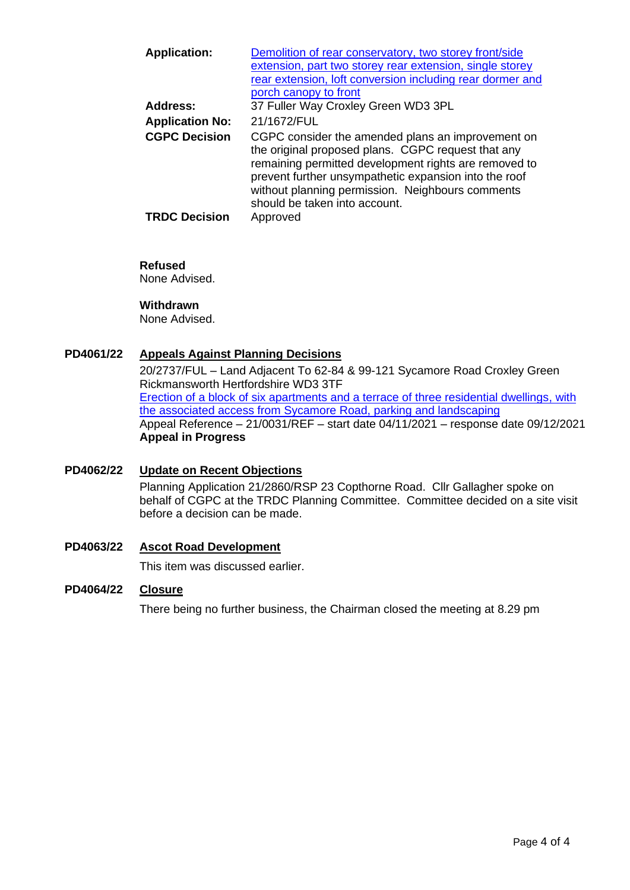| | |
|---|---|
| **Application:** | Demolition of rear conservatory, two storey front/side extension, part two storey rear extension, single storey rear extension, loft conversion including rear dormer and porch canopy to front |
| **Address:** | 37 Fuller Way Croxley Green WD3 3PL |
| **Application No:** | 21/1672/FUL |
| **CGPC Decision** | CGPC consider the amended plans an improvement on the original proposed plans. CGPC request that any remaining permitted development rights are removed to prevent further unsympathetic expansion into the roof without planning permission. Neighbours comments should be taken into account. |
| **TRDC Decision** | Approved |

**Refused**
None Advised.

**Withdrawn**
None Advised.

**PD4061/22 Appeals Against Planning Decisions**

20/2737/FUL – Land Adjacent To 62-84 & 99-121 Sycamore Road Croxley Green Rickmansworth Hertfordshire WD3 3TF
Erection of a block of six apartments and a terrace of three residential dwellings, with the associated access from Sycamore Road, parking and landscaping
Appeal Reference – 21/0031/REF – start date 04/11/2021 – response date 09/12/2021
**Appeal in Progress**

**PD4062/22 Update on Recent Objections**

Planning Application 21/2860/RSP 23 Copthorne Road. Cllr Gallagher spoke on behalf of CGPC at the TRDC Planning Committee. Committee decided on a site visit before a decision can be made.

**PD4063/22 Ascot Road Development**

This item was discussed earlier.

**PD4064/22 Closure**

There being no further business, the Chairman closed the meeting at 8.29 pm